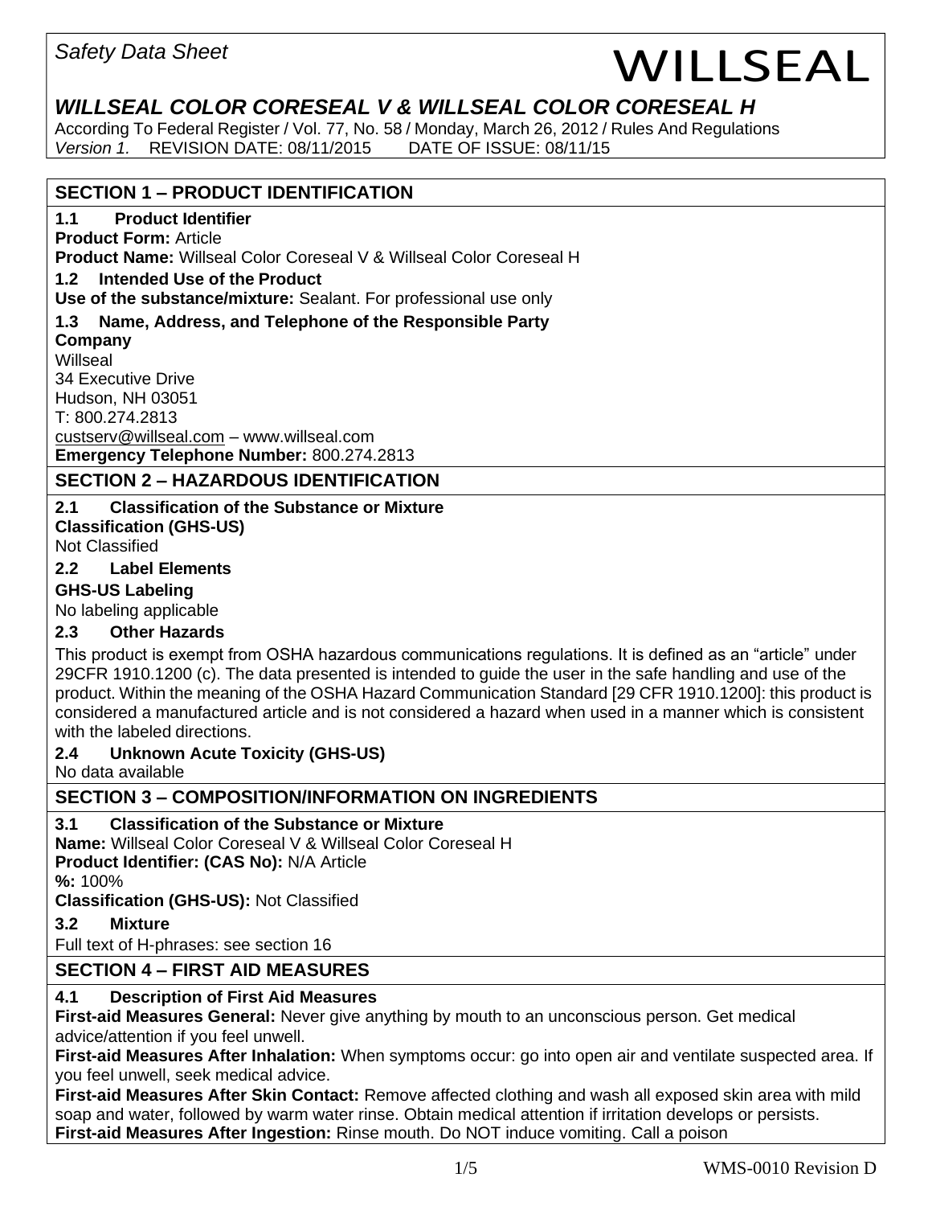*Safety Data Sheet*

WILLSEAL

# *WILLSEAL COLOR CORESEAL V & WILLSEAL COLOR CORESEAL H*

According To Federal Register / Vol. 77, No. 58 / Monday, March 26, 2012 / Rules And Regulations
*Version 1.* REVISION DATE: 08/11/2015 DATE OF ISSUE: 08/11/15

## SECTION 1 – PRODUCT IDENTIFICATION

### 1.1 Product Identifier

**Product Form:** Article
**Product Name:** Willseal Color Coreseal V & Willseal Color Coreseal H

### 1.2 Intended Use of the Product

**Use of the substance/mixture:** Sealant. For professional use only

### 1.3 Name, Address, and Telephone of the Responsible Party

**Company**
Willseal
34 Executive Drive
Hudson, NH 03051
T: 800.274.2813
custserv@willseal.com – www.willseal.com
**Emergency Telephone Number:** 800.274.2813

## SECTION 2 – HAZARDOUS IDENTIFICATION

### 2.1 Classification of the Substance or Mixture

**Classification (GHS-US)**
Not Classified

### 2.2 Label Elements

**GHS-US Labeling**
No labeling applicable

### 2.3 Other Hazards

This product is exempt from OSHA hazardous communications regulations. It is defined as an "article" under 29CFR 1910.1200 (c). The data presented is intended to guide the user in the safe handling and use of the product. Within the meaning of the OSHA Hazard Communication Standard [29 CFR 1910.1200]: this product is considered a manufactured article and is not considered a hazard when used in a manner which is consistent with the labeled directions.

### 2.4 Unknown Acute Toxicity (GHS-US)

No data available

## SECTION 3 – COMPOSITION/INFORMATION ON INGREDIENTS

### 3.1 Classification of the Substance or Mixture

**Name:** Willseal Color Coreseal V & Willseal Color Coreseal H
**Product Identifier: (CAS No):** N/A Article
**%:** 100%
**Classification (GHS-US):** Not Classified

### 3.2 Mixture

Full text of H-phrases: see section 16

## SECTION 4 – FIRST AID MEASURES

### 4.1 Description of First Aid Measures

**First-aid Measures General:** Never give anything by mouth to an unconscious person. Get medical advice/attention if you feel unwell.
**First-aid Measures After Inhalation:** When symptoms occur: go into open air and ventilate suspected area. If you feel unwell, seek medical advice.
**First-aid Measures After Skin Contact:** Remove affected clothing and wash all exposed skin area with mild soap and water, followed by warm water rinse. Obtain medical attention if irritation develops or persists.
**First-aid Measures After Ingestion:** Rinse mouth. Do NOT induce vomiting. Call a poison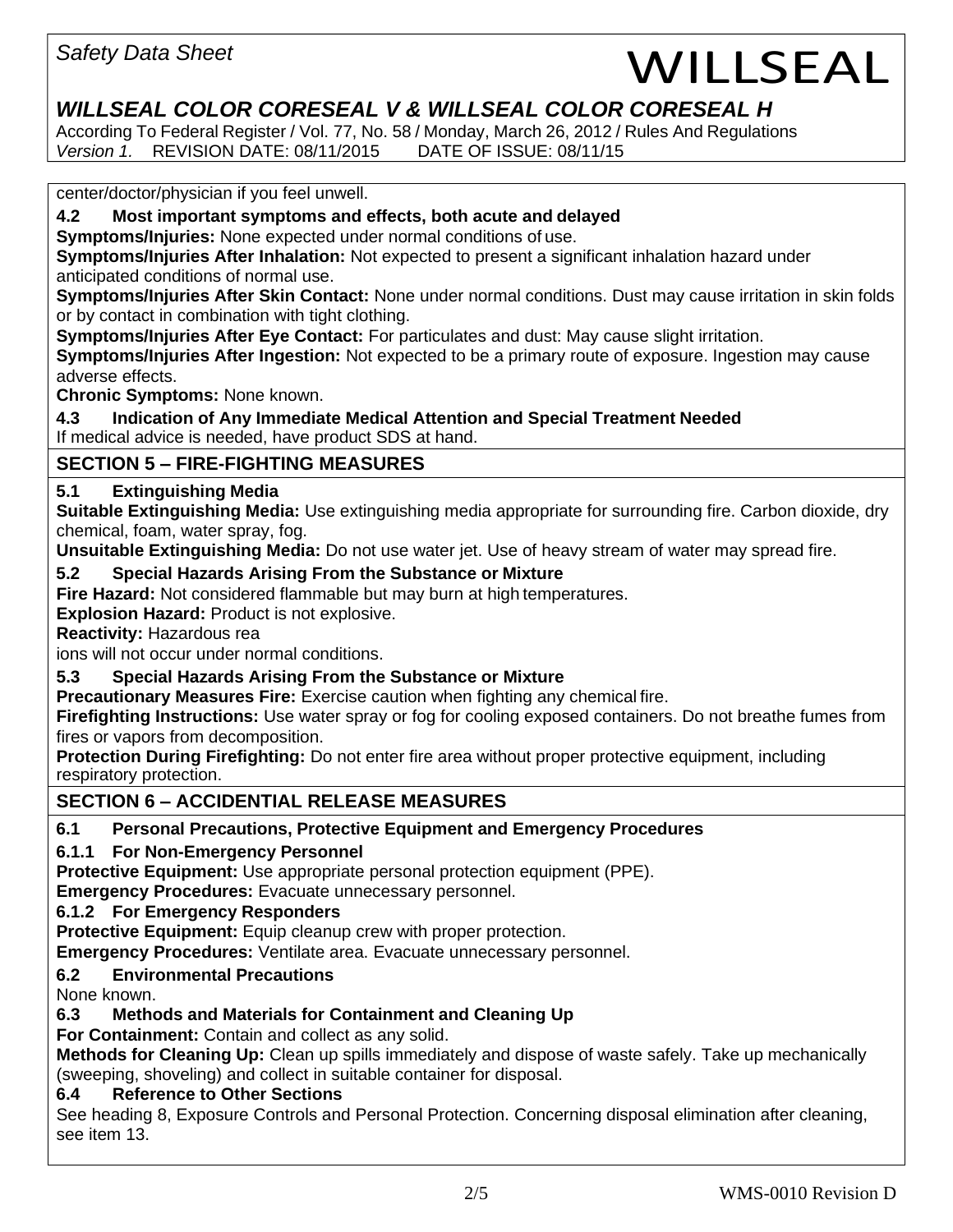center/doctor/physician if you feel unwell.

**4.2 Most important symptoms and effects, both acute and delayed**

**Symptoms/Injuries:** None expected under normal conditions of use.

**Symptoms/Injuries After Inhalation:** Not expected to present a significant inhalation hazard under anticipated conditions of normal use.

**Symptoms/Injuries After Skin Contact:** None under normal conditions. Dust may cause irritation in skin folds or by contact in combination with tight clothing.

**Symptoms/Injuries After Eye Contact:** For particulates and dust: May cause slight irritation.

**Symptoms/Injuries After Ingestion:** Not expected to be a primary route of exposure. Ingestion may cause adverse effects.

**Chronic Symptoms:** None known.

**4.3 Indication of Any Immediate Medical Attention and Special Treatment Needed**

If medical advice is needed, have product SDS at hand.

## SECTION 5 – FIRE-FIGHTING MEASURES

**5.1 Extinguishing Media**

**Suitable Extinguishing Media:** Use extinguishing media appropriate for surrounding fire. Carbon dioxide, dry chemical, foam, water spray, fog.

**Unsuitable Extinguishing Media:** Do not use water jet. Use of heavy stream of water may spread fire.

**5.2 Special Hazards Arising From the Substance or Mixture**

**Fire Hazard:** Not considered flammable but may burn at high temperatures.

**Explosion Hazard:** Product is not explosive.

**Reactivity:** Hazardous rea
ions will not occur under normal conditions.

**5.3 Special Hazards Arising From the Substance or Mixture**

**Precautionary Measures Fire:** Exercise caution when fighting any chemical fire.

**Firefighting Instructions:** Use water spray or fog for cooling exposed containers. Do not breathe fumes from fires or vapors from decomposition.

**Protection During Firefighting:** Do not enter fire area without proper protective equipment, including respiratory protection.

## SECTION 6 – ACCIDENTIAL RELEASE MEASURES

**6.1 Personal Precautions, Protective Equipment and Emergency Procedures**

**6.1.1 For Non-Emergency Personnel**

**Protective Equipment:** Use appropriate personal protection equipment (PPE).

**Emergency Procedures:** Evacuate unnecessary personnel.

**6.1.2 For Emergency Responders**

**Protective Equipment:** Equip cleanup crew with proper protection.

**Emergency Procedures:** Ventilate area. Evacuate unnecessary personnel.

**6.2 Environmental Precautions**

None known.

**6.3 Methods and Materials for Containment and Cleaning Up**

**For Containment:** Contain and collect as any solid.

**Methods for Cleaning Up:** Clean up spills immediately and dispose of waste safely. Take up mechanically (sweeping, shoveling) and collect in suitable container for disposal.

**6.4 Reference to Other Sections**

See heading 8, Exposure Controls and Personal Protection. Concerning disposal elimination after cleaning, see item 13.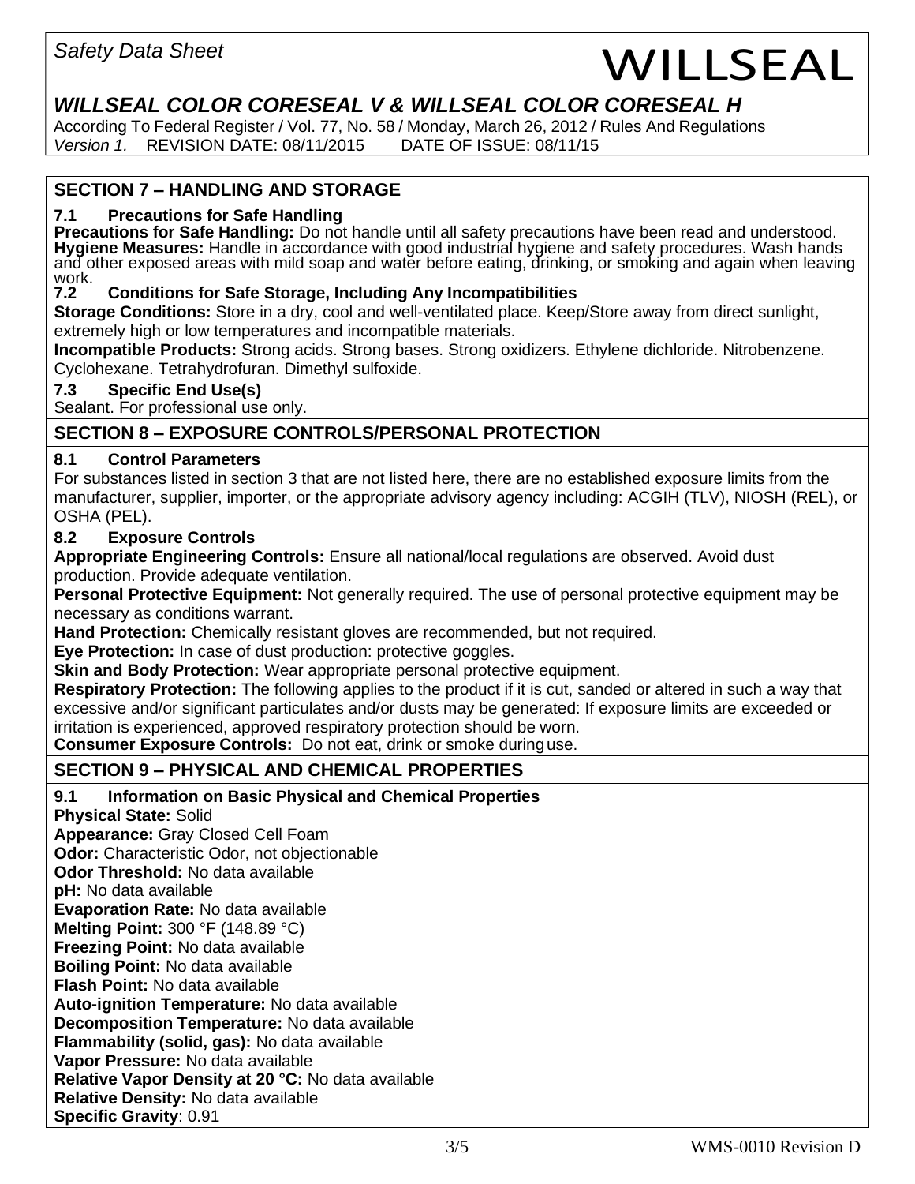## SECTION 7 – HANDLING AND STORAGE

### 7.1 Precautions for Safe Handling

**Precautions for Safe Handling:** Do not handle until all safety precautions have been read and understood.
**Hygiene Measures:** Handle in accordance with good industrial hygiene and safety procedures. Wash hands and other exposed areas with mild soap and water before eating, drinking, or smoking and again when leaving work.

### 7.2 Conditions for Safe Storage, Including Any Incompatibilities

**Storage Conditions:** Store in a dry, cool and well-ventilated place. Keep/Store away from direct sunlight, extremely high or low temperatures and incompatible materials.
**Incompatible Products:** Strong acids. Strong bases. Strong oxidizers. Ethylene dichloride. Nitrobenzene. Cyclohexane. Tetrahydrofuran. Dimethyl sulfoxide.

### 7.3 Specific End Use(s)

Sealant. For professional use only.

## SECTION 8 – EXPOSURE CONTROLS/PERSONAL PROTECTION

### 8.1 Control Parameters

For substances listed in section 3 that are not listed here, there are no established exposure limits from the manufacturer, supplier, importer, or the appropriate advisory agency including: ACGIH (TLV), NIOSH (REL), or OSHA (PEL).

### 8.2 Exposure Controls

**Appropriate Engineering Controls:** Ensure all national/local regulations are observed. Avoid dust production. Provide adequate ventilation.
**Personal Protective Equipment:** Not generally required. The use of personal protective equipment may be necessary as conditions warrant.
**Hand Protection:** Chemically resistant gloves are recommended, but not required.
**Eye Protection:** In case of dust production: protective goggles.
**Skin and Body Protection:** Wear appropriate personal protective equipment.
**Respiratory Protection:** The following applies to the product if it is cut, sanded or altered in such a way that excessive and/or significant particulates and/or dusts may be generated: If exposure limits are exceeded or irritation is experienced, approved respiratory protection should be worn.
**Consumer Exposure Controls:** Do not eat, drink or smoke during use.

## SECTION 9 – PHYSICAL AND CHEMICAL PROPERTIES

### 9.1 Information on Basic Physical and Chemical Properties

**Physical State:** Solid
**Appearance:** Gray Closed Cell Foam
**Odor:** Characteristic Odor, not objectionable
**Odor Threshold:** No data available
**pH:** No data available
**Evaporation Rate:** No data available
**Melting Point:** 300 °F (148.89 °C)
**Freezing Point:** No data available
**Boiling Point:** No data available
**Flash Point:** No data available
**Auto-ignition Temperature:** No data available
**Decomposition Temperature:** No data available
**Flammability (solid, gas):** No data available
**Vapor Pressure:** No data available
**Relative Vapor Density at 20 °C:** No data available
**Relative Density:** No data available
**Specific Gravity**: 0.91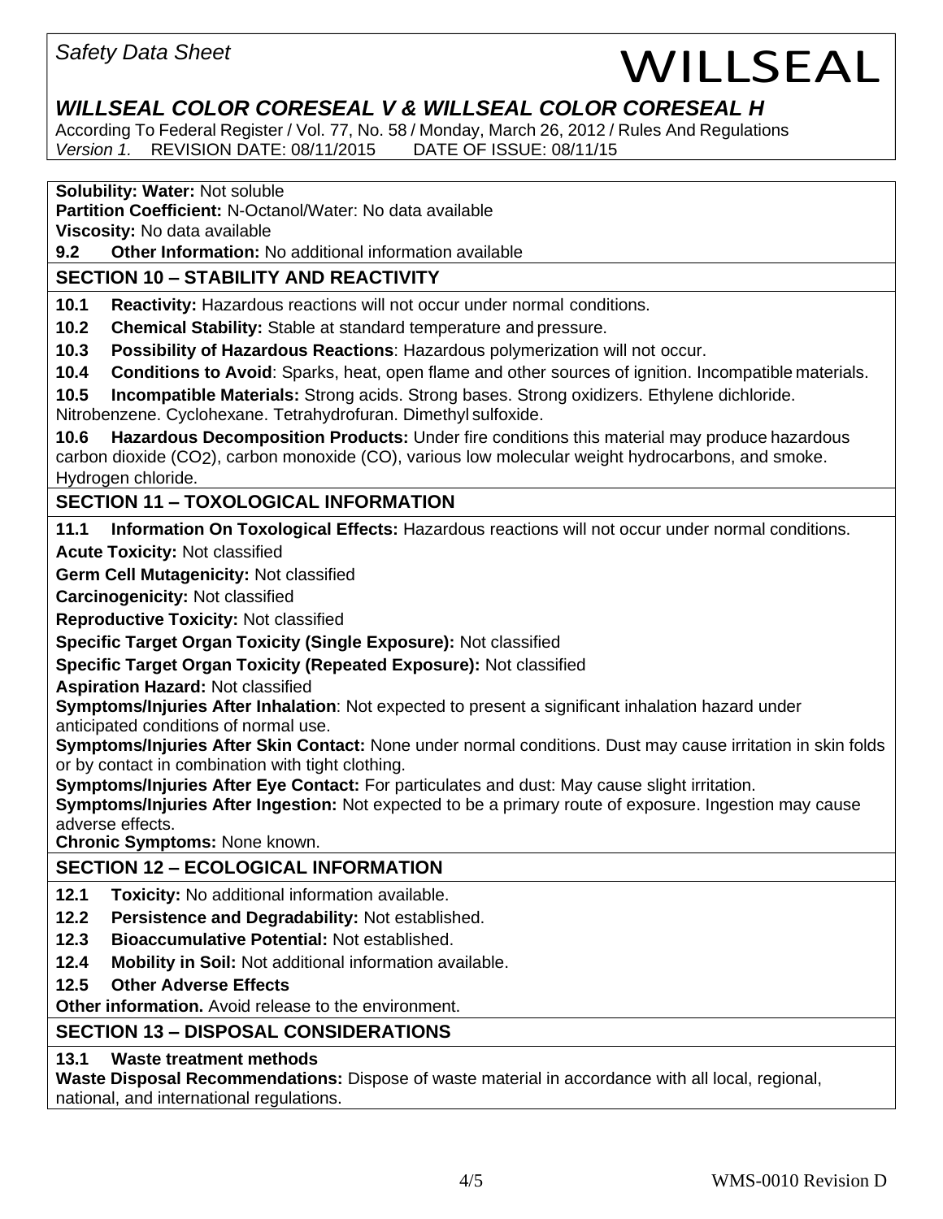**Solubility: Water:** Not soluble
**Partition Coefficient:** N-Octanol/Water: No data available
**Viscosity:** No data available

**9.2 Other Information:** No additional information available

## SECTION 10 – STABILITY AND REACTIVITY

**10.1 Reactivity:** Hazardous reactions will not occur under normal conditions.

**10.2 Chemical Stability:** Stable at standard temperature and pressure.

**10.3 Possibility of Hazardous Reactions**: Hazardous polymerization will not occur.

**10.4 Conditions to Avoid**: Sparks, heat, open flame and other sources of ignition. Incompatible materials.

**10.5 Incompatible Materials:** Strong acids. Strong bases. Strong oxidizers. Ethylene dichloride. Nitrobenzene. Cyclohexane. Tetrahydrofuran. Dimethyl sulfoxide.

**10.6 Hazardous Decomposition Products:** Under fire conditions this material may produce hazardous carbon dioxide ($CO_2$), carbon monoxide (CO), various low molecular weight hydrocarbons, and smoke. Hydrogen chloride.

## SECTION 11 – TOXOLOGICAL INFORMATION

**11.1 Information On Toxological Effects:** Hazardous reactions will not occur under normal conditions.

**Acute Toxicity:** Not classified

**Germ Cell Mutagenicity:** Not classified

**Carcinogenicity:** Not classified

**Reproductive Toxicity:** Not classified

**Specific Target Organ Toxicity (Single Exposure):** Not classified

**Specific Target Organ Toxicity (Repeated Exposure):** Not classified

**Aspiration Hazard:** Not classified
**Symptoms/Injuries After Inhalation**: Not expected to present a significant inhalation hazard under anticipated conditions of normal use.
**Symptoms/Injuries After Skin Contact:** None under normal conditions. Dust may cause irritation in skin folds or by contact in combination with tight clothing.
**Symptoms/Injuries After Eye Contact:** For particulates and dust: May cause slight irritation.
**Symptoms/Injuries After Ingestion:** Not expected to be a primary route of exposure. Ingestion may cause adverse effects.
**Chronic Symptoms:** None known.

## SECTION 12 – ECOLOGICAL INFORMATION

**12.1 Toxicity:** No additional information available.

**12.2 Persistence and Degradability:** Not established.

**12.3 Bioaccumulative Potential:** Not established.

**12.4 Mobility in Soil:** Not additional information available.

**12.5 Other Adverse Effects**

**Other information.** Avoid release to the environment.

## SECTION 13 – DISPOSAL CONSIDERATIONS

**13.1 Waste treatment methods**
**Waste Disposal Recommendations:** Dispose of waste material in accordance with all local, regional, national, and international regulations.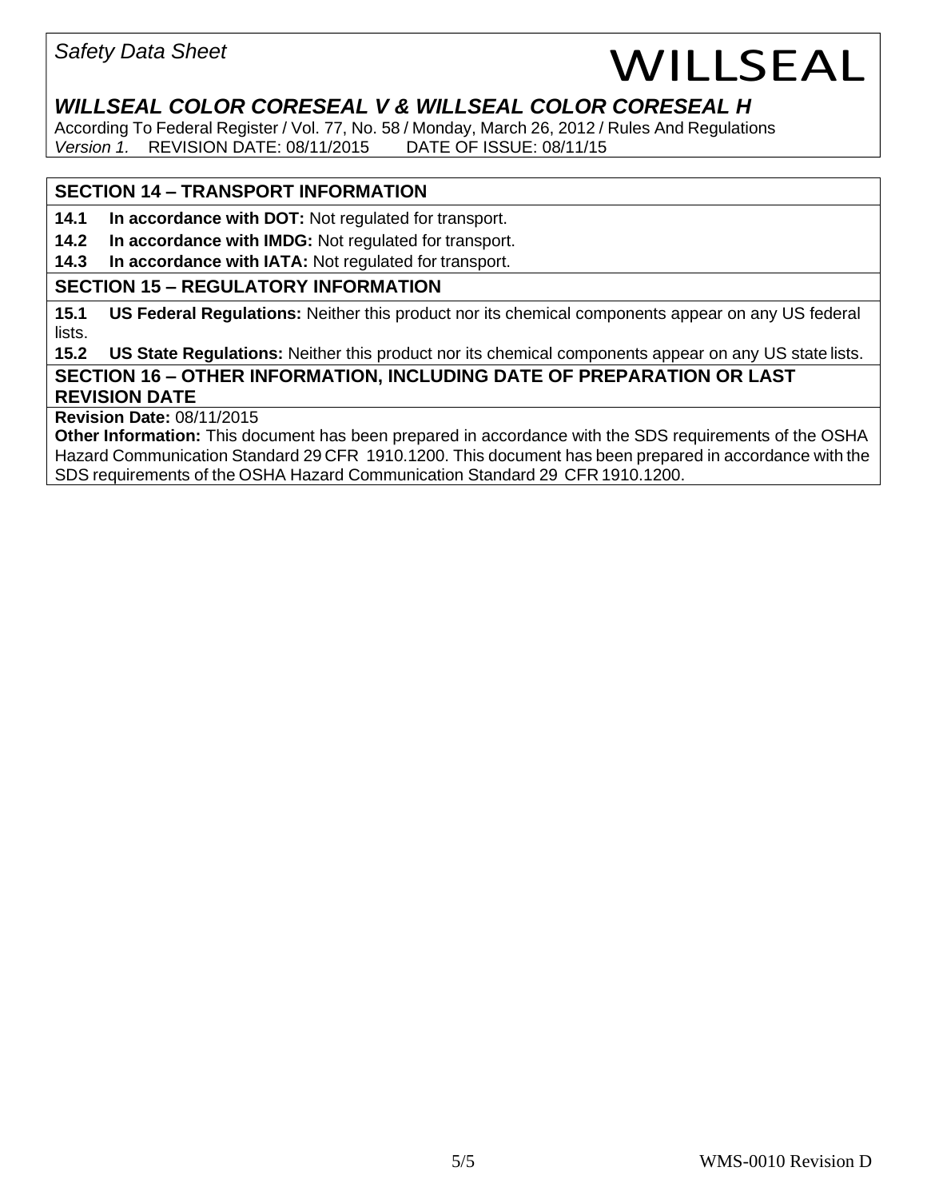## SECTION 14 – TRANSPORT INFORMATION

**14.1 In accordance with DOT:** Not regulated for transport.

**14.2 In accordance with IMDG:** Not regulated for transport.

**14.3 In accordance with IATA:** Not regulated for transport.

## SECTION 15 – REGULATORY INFORMATION

**15.1 US Federal Regulations:** Neither this product nor its chemical components appear on any US federal lists.

**15.2 US State Regulations:** Neither this product nor its chemical components appear on any US state lists.

## SECTION 16 – OTHER INFORMATION, INCLUDING DATE OF PREPARATION OR LAST REVISION DATE

**Revision Date:** 08/11/2015

**Other Information:** This document has been prepared in accordance with the SDS requirements of the OSHA Hazard Communication Standard 29 CFR 1910.1200. This document has been prepared in accordance with the SDS requirements of the OSHA Hazard Communication Standard 29 CFR 1910.1200.